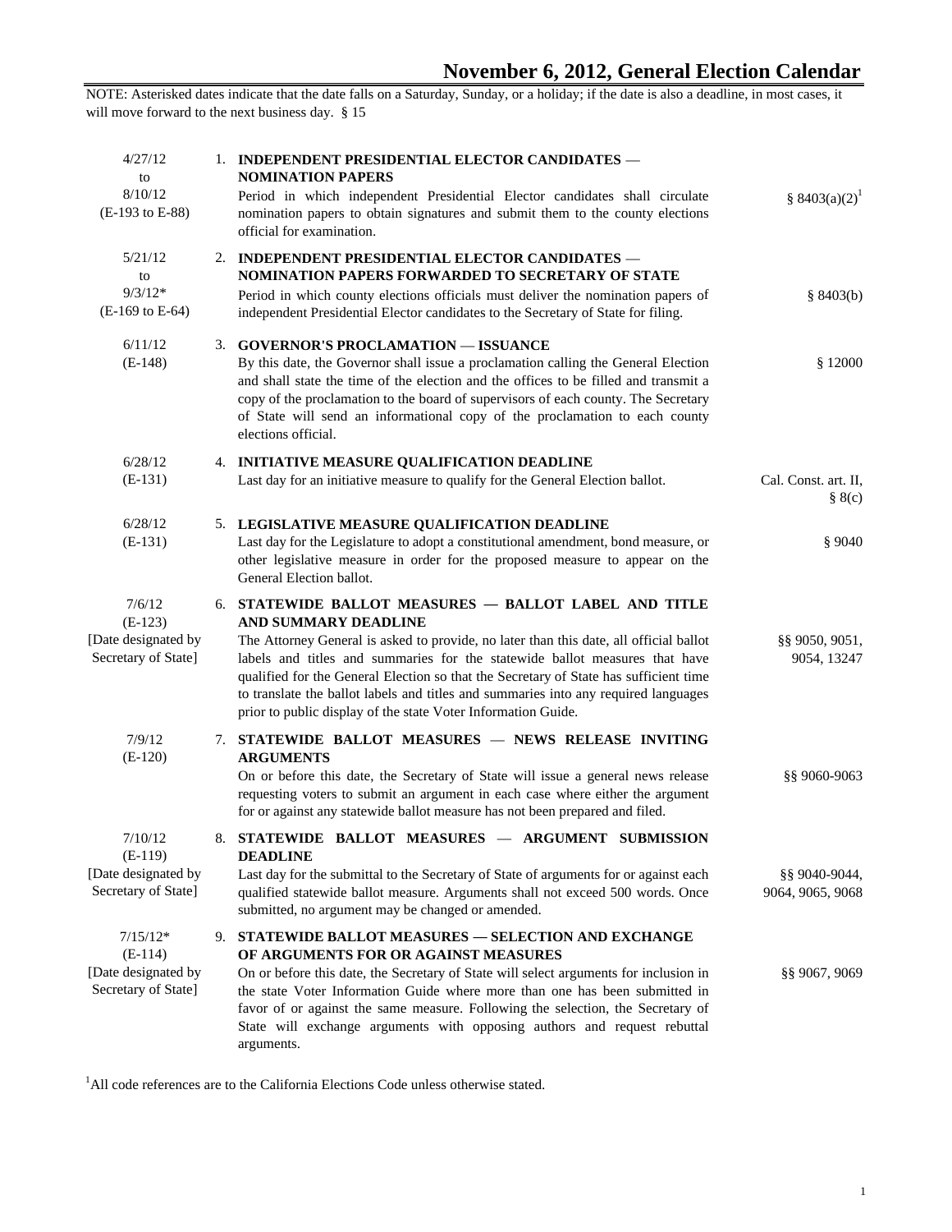# November 6, 2012, General Election Calendar

NOTE: Asterisked dates indicate that the date falls on a Saturday, Sunday, or a holiday; if the date is also a deadline, in most cases, it will move forward to the next business day. § 15

| Date | Item | Code |
|---|---|---|
| 4/27/12 to 8/10/12 (E-193 to E-88) | 1. **INDEPENDENT PRESIDENTIAL ELECTOR CANDIDATES — NOMINATION PAPERS** Period in which independent Presidential Elector candidates shall circulate nomination papers to obtain signatures and submit them to the county elections official for examination. | § 8403(a)(2)[1] |
| 5/21/12 to 9/3/12* (E-169 to E-64) | 2. **INDEPENDENT PRESIDENTIAL ELECTOR CANDIDATES — NOMINATION PAPERS FORWARDED TO SECRETARY OF STATE** Period in which county elections officials must deliver the nomination papers of independent Presidential Elector candidates to the Secretary of State for filing. | § 8403(b) |
| 6/11/12 (E-148) | 3. **GOVERNOR'S PROCLAMATION — ISSUANCE** By this date, the Governor shall issue a proclamation calling the General Election and shall state the time of the election and the offices to be filled and transmit a copy of the proclamation to the board of supervisors of each county. The Secretary of State will send an informational copy of the proclamation to each county elections official. | § 12000 |
| 6/28/12 (E-131) | 4. **INITIATIVE MEASURE QUALIFICATION DEADLINE** Last day for an initiative measure to qualify for the General Election ballot. | Cal. Const. art. II, § 8(c) |
| 6/28/12 (E-131) | 5. **LEGISLATIVE MEASURE QUALIFICATION DEADLINE** Last day for the Legislature to adopt a constitutional amendment, bond measure, or other legislative measure in order for the proposed measure to appear on the General Election ballot. | § 9040 |
| 7/6/12 (E-123) [Date designated by Secretary of State] | 6. **STATEWIDE BALLOT MEASURES — BALLOT LABEL AND TITLE AND SUMMARY DEADLINE** The Attorney General is asked to provide, no later than this date, all official ballot labels and titles and summaries for the statewide ballot measures that have qualified for the General Election so that the Secretary of State has sufficient time to translate the ballot labels and titles and summaries into any required languages prior to public display of the state Voter Information Guide. | §§ 9050, 9051, 9054, 13247 |
| 7/9/12 (E-120) | 7. **STATEWIDE BALLOT MEASURES — NEWS RELEASE INVITING ARGUMENTS** On or before this date, the Secretary of State will issue a general news release requesting voters to submit an argument in each case where either the argument for or against any statewide ballot measure has not been prepared and filed. | §§ 9060-9063 |
| 7/10/12 (E-119) [Date designated by Secretary of State] | 8. **STATEWIDE BALLOT MEASURES — ARGUMENT SUBMISSION DEADLINE** Last day for the submittal to the Secretary of State of arguments for or against each qualified statewide ballot measure. Arguments shall not exceed 500 words. Once submitted, no argument may be changed or amended. | §§ 9040-9044, 9064, 9065, 9068 |
| 7/15/12* (E-114) [Date designated by Secretary of State] | 9. **STATEWIDE BALLOT MEASURES — SELECTION AND EXCHANGE OF ARGUMENTS FOR OR AGAINST MEASURES** On or before this date, the Secretary of State will select arguments for inclusion in the state Voter Information Guide where more than one has been submitted in favor of or against the same measure. Following the selection, the Secretary of State will exchange arguments with opposing authors and request rebuttal arguments. | §§ 9067, 9069 |

[1] All code references are to the California Elections Code unless otherwise stated.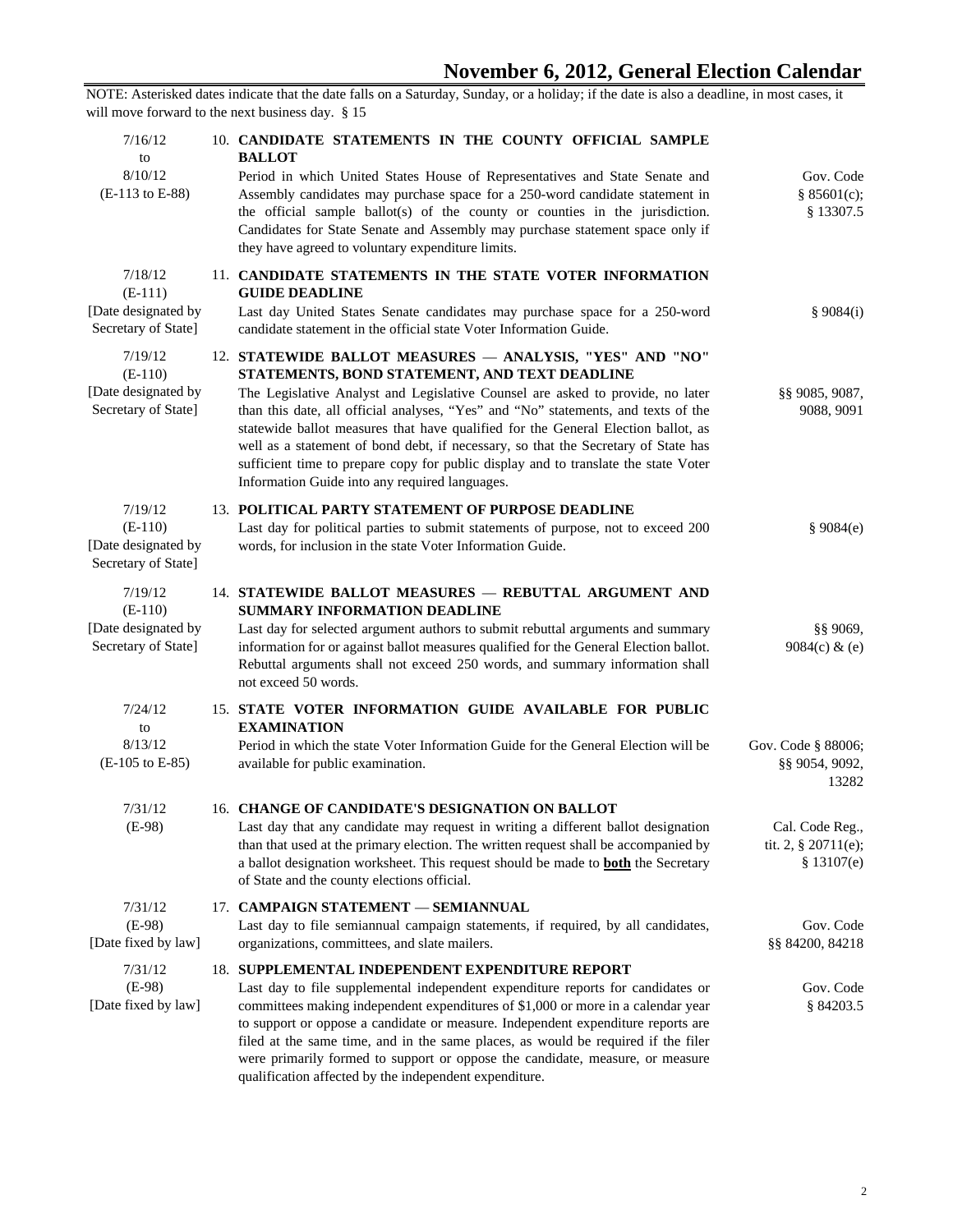# November 6, 2012, General Election Calendar

NOTE: Asterisked dates indicate that the date falls on a Saturday, Sunday, or a holiday; if the date is also a deadline, in most cases, it will move forward to the next business day. § 15

| Date | Event | Code |
|---|---|---|
| 7/16/12 to 8/10/12 (E-113 to E-88) | **10. CANDIDATE STATEMENTS IN THE COUNTY OFFICIAL SAMPLE BALLOT** Period in which United States House of Representatives and State Senate and Assembly candidates may purchase space for a 250-word candidate statement in the official sample ballot(s) of the county or counties in the jurisdiction. Candidates for State Senate and Assembly may purchase statement space only if they have agreed to voluntary expenditure limits. | Gov. Code § 85601(c); § 13307.5 |
| 7/18/12 (E-111) [Date designated by Secretary of State] | **11. CANDIDATE STATEMENTS IN THE STATE VOTER INFORMATION GUIDE DEADLINE** Last day United States Senate candidates may purchase space for a 250-word candidate statement in the official state Voter Information Guide. | § 9084(i) |
| 7/19/12 (E-110) [Date designated by Secretary of State] | **12. STATEWIDE BALLOT MEASURES — ANALYSIS, "YES" AND "NO" STATEMENTS, BOND STATEMENT, AND TEXT DEADLINE** The Legislative Analyst and Legislative Counsel are asked to provide, no later than this date, all official analyses, "Yes" and "No" statements, and texts of the statewide ballot measures that have qualified for the General Election ballot, as well as a statement of bond debt, if necessary, so that the Secretary of State has sufficient time to prepare copy for public display and to translate the state Voter Information Guide into any required languages. | §§ 9085, 9087, 9088, 9091 |
| 7/19/12 (E-110) [Date designated by Secretary of State] | **13. POLITICAL PARTY STATEMENT OF PURPOSE DEADLINE** Last day for political parties to submit statements of purpose, not to exceed 200 words, for inclusion in the state Voter Information Guide. | § 9084(e) |
| 7/19/12 (E-110) [Date designated by Secretary of State] | **14. STATEWIDE BALLOT MEASURES — REBUTTAL ARGUMENT AND SUMMARY INFORMATION DEADLINE** Last day for selected argument authors to submit rebuttal arguments and summary information for or against ballot measures qualified for the General Election ballot. Rebuttal arguments shall not exceed 250 words, and summary information shall not exceed 50 words. | §§ 9069, 9084(c) & (e) |
| 7/24/12 to 8/13/12 (E-105 to E-85) | **15. STATE VOTER INFORMATION GUIDE AVAILABLE FOR PUBLIC EXAMINATION** Period in which the state Voter Information Guide for the General Election will be available for public examination. | Gov. Code § 88006; §§ 9054, 9092, 13282 |
| 7/31/12 (E-98) | **16. CHANGE OF CANDIDATE'S DESIGNATION ON BALLOT** Last day that any candidate may request in writing a different ballot designation than that used at the primary election. The written request shall be accompanied by a ballot designation worksheet. This request should be made to **both** the Secretary of State and the county elections official. | Cal. Code Reg., tit. 2, § 20711(e); § 13107(e) |
| 7/31/12 (E-98) [Date fixed by law] | **17. CAMPAIGN STATEMENT — SEMIANNUAL** Last day to file semiannual campaign statements, if required, by all candidates, organizations, committees, and slate mailers. | Gov. Code §§ 84200, 84218 |
| 7/31/12 (E-98) [Date fixed by law] | **18. SUPPLEMENTAL INDEPENDENT EXPENDITURE REPORT** Last day to file supplemental independent expenditure reports for candidates or committees making independent expenditures of $1,000 or more in a calendar year to support or oppose a candidate or measure. Independent expenditure reports are filed at the same time, and in the same places, as would be required if the filer were primarily formed to support or oppose the candidate, measure, or measure qualification affected by the independent expenditure. | Gov. Code § 84203.5 |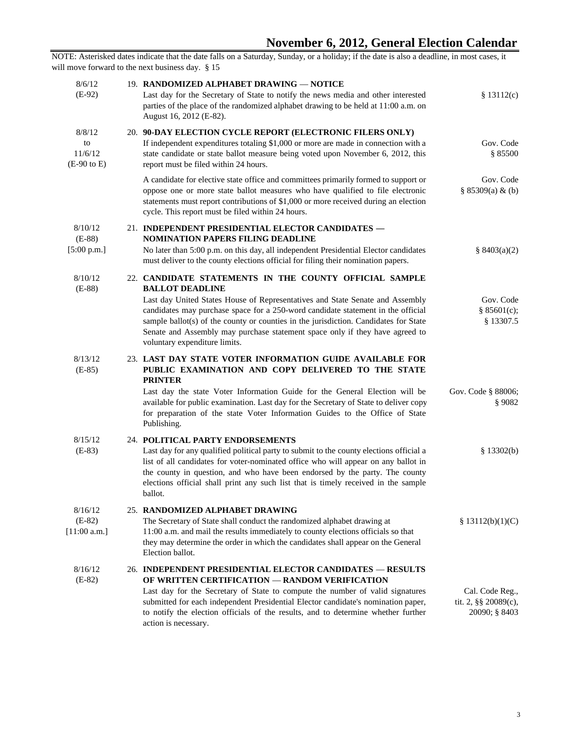# November 6, 2012, General Election Calendar

NOTE: Asterisked dates indicate that the date falls on a Saturday, Sunday, or a holiday; if the date is also a deadline, in most cases, it will move forward to the next business day. § 15

| Date | Item | Code |
|---|---|---|
| 8/6/12 (E-92) | 19. **RANDOMIZED ALPHABET DRAWING — NOTICE** Last day for the Secretary of State to notify the news media and other interested parties of the place of the randomized alphabet drawing to be held at 11:00 a.m. on August 16, 2012 (E-82). | § 13112(c) |
| 8/8/12 to 11/6/12 (E-90 to E) | 20. **90-DAY ELECTION CYCLE REPORT (ELECTRONIC FILERS ONLY)** If independent expenditures totaling $1,000 or more are made in connection with a state candidate or state ballot measure being voted upon November 6, 2012, this report must be filed within 24 hours. | Gov. Code § 85500 |
| | A candidate for elective state office and committees primarily formed to support or oppose one or more state ballot measures who have qualified to file electronic statements must report contributions of $1,000 or more received during an election cycle. This report must be filed within 24 hours. | Gov. Code § 85309(a) & (b) |
| 8/10/12 (E-88) [5:00 p.m.] | 21. **INDEPENDENT PRESIDENTIAL ELECTOR CANDIDATES — NOMINATION PAPERS FILING DEADLINE** No later than 5:00 p.m. on this day, all independent Presidential Elector candidates must deliver to the county elections official for filing their nomination papers. | § 8403(a)(2) |
| 8/10/12 (E-88) | 22. **CANDIDATE STATEMENTS IN THE COUNTY OFFICIAL SAMPLE BALLOT DEADLINE** Last day United States House of Representatives and State Senate and Assembly candidates may purchase space for a 250-word candidate statement in the official sample ballot(s) of the county or counties in the jurisdiction. Candidates for State Senate and Assembly may purchase statement space only if they have agreed to voluntary expenditure limits. | Gov. Code § 85601(c); § 13307.5 |
| 8/13/12 (E-85) | 23. **LAST DAY STATE VOTER INFORMATION GUIDE AVAILABLE FOR PUBLIC EXAMINATION AND COPY DELIVERED TO THE STATE PRINTER** Last day the state Voter Information Guide for the General Election will be available for public examination. Last day for the Secretary of State to deliver copy for preparation of the state Voter Information Guides to the Office of State Publishing. | Gov. Code § 88006; § 9082 |
| 8/15/12 (E-83) | 24. **POLITICAL PARTY ENDORSEMENTS** Last day for any qualified political party to submit to the county elections official a list of all candidates for voter-nominated office who will appear on any ballot in the county in question, and who have been endorsed by the party. The county elections official shall print any such list that is timely received in the sample ballot. | § 13302(b) |
| 8/16/12 (E-82) [11:00 a.m.] | 25. **RANDOMIZED ALPHABET DRAWING** The Secretary of State shall conduct the randomized alphabet drawing at 11:00 a.m. and mail the results immediately to county elections officials so that they may determine the order in which the candidates shall appear on the General Election ballot. | § 13112(b)(1)(C) |
| 8/16/12 (E-82) | 26. **INDEPENDENT PRESIDENTIAL ELECTOR CANDIDATES — RESULTS OF WRITTEN CERTIFICATION — RANDOM VERIFICATION** Last day for the Secretary of State to compute the number of valid signatures submitted for each independent Presidential Elector candidate's nomination paper, to notify the election officials of the results, and to determine whether further action is necessary. | Cal. Code Reg., tit. 2, §§ 20089(c), 20090; § 8403 |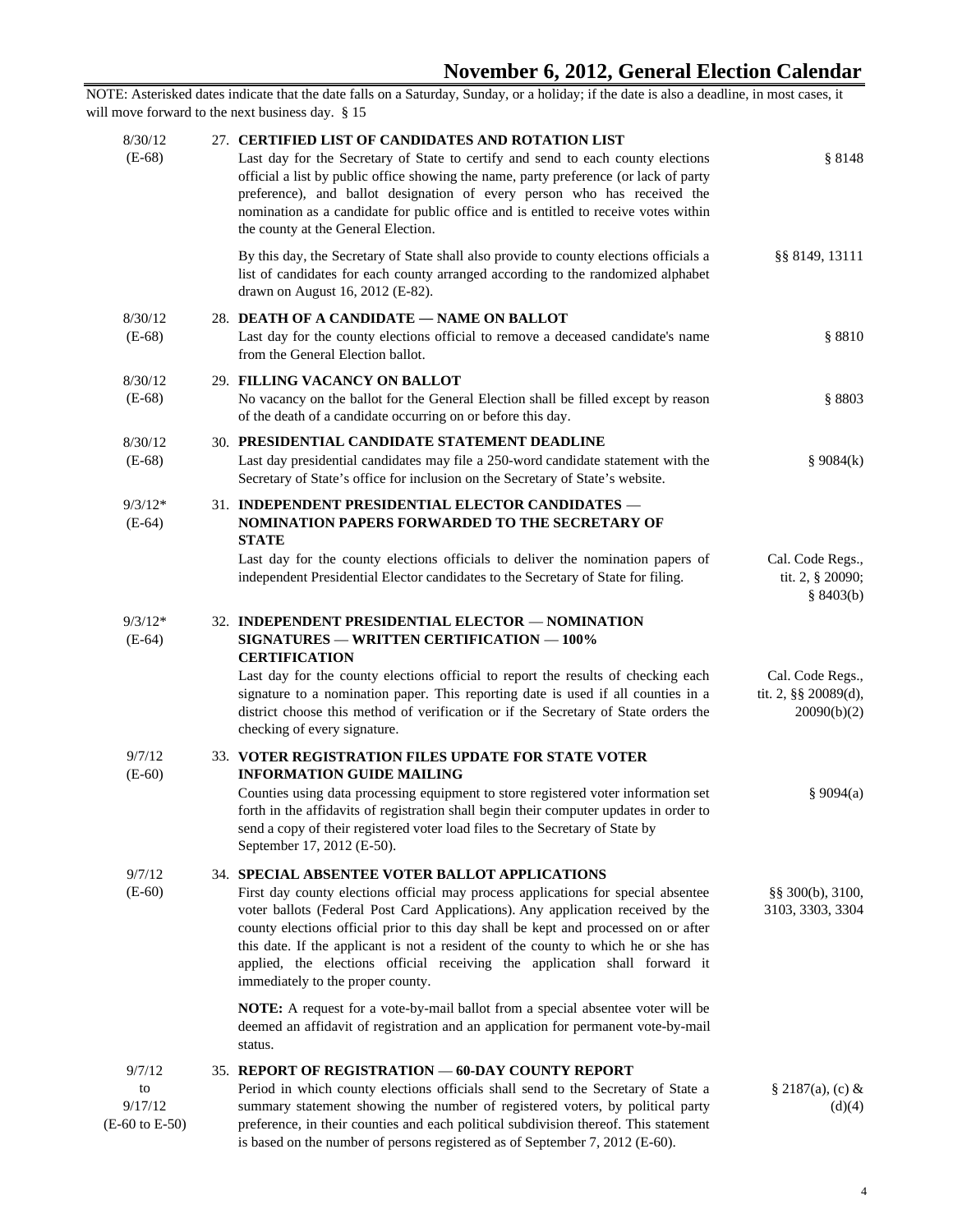# November 6, 2012, General Election Calendar

NOTE: Asterisked dates indicate that the date falls on a Saturday, Sunday, or a holiday; if the date is also a deadline, in most cases, it will move forward to the next business day. § 15

| Date | Item | Code |
|---|---|---|
| 8/30/12 (E-68) | **27. CERTIFIED LIST OF CANDIDATES AND ROTATION LIST** Last day for the Secretary of State to certify and send to each county elections official a list by public office showing the name, party preference (or lack of party preference), and ballot designation of every person who has received the nomination as a candidate for public office and is entitled to receive votes within the county at the General Election. | § 8148 |
| | By this day, the Secretary of State shall also provide to county elections officials a list of candidates for each county arranged according to the randomized alphabet drawn on August 16, 2012 (E-82). | §§ 8149, 13111 |
| 8/30/12 (E-68) | **28. DEATH OF A CANDIDATE — NAME ON BALLOT** Last day for the county elections official to remove a deceased candidate's name from the General Election ballot. | § 8810 |
| 8/30/12 (E-68) | **29. FILLING VACANCY ON BALLOT** No vacancy on the ballot for the General Election shall be filled except by reason of the death of a candidate occurring on or before this day. | § 8803 |
| 8/30/12 (E-68) | **30. PRESIDENTIAL CANDIDATE STATEMENT DEADLINE** Last day presidential candidates may file a 250-word candidate statement with the Secretary of State's office for inclusion on the Secretary of State's website. | § 9084(k) |
| 9/3/12* (E-64) | **31. INDEPENDENT PRESIDENTIAL ELECTOR CANDIDATES — NOMINATION PAPERS FORWARDED TO THE SECRETARY OF STATE** Last day for the county elections officials to deliver the nomination papers of independent Presidential Elector candidates to the Secretary of State for filing. | Cal. Code Regs., tit. 2, § 20090; § 8403(b) |
| 9/3/12* (E-64) | **32. INDEPENDENT PRESIDENTIAL ELECTOR — NOMINATION SIGNATURES — WRITTEN CERTIFICATION — 100% CERTIFICATION** Last day for the county elections official to report the results of checking each signature to a nomination paper. This reporting date is used if all counties in a district choose this method of verification or if the Secretary of State orders the checking of every signature. | Cal. Code Regs., tit. 2, §§ 20089(d), 20090(b)(2) |
| 9/7/12 (E-60) | **33. VOTER REGISTRATION FILES UPDATE FOR STATE VOTER INFORMATION GUIDE MAILING** Counties using data processing equipment to store registered voter information set forth in the affidavits of registration shall begin their computer updates in order to send a copy of their registered voter load files to the Secretary of State by September 17, 2012 (E-50). | § 9094(a) |
| 9/7/12 (E-60) | **34. SPECIAL ABSENTEE VOTER BALLOT APPLICATIONS** First day county elections official may process applications for special absentee voter ballots (Federal Post Card Applications). Any application received by the county elections official prior to this day shall be kept and processed on or after this date. If the applicant is not a resident of the county to which he or she has applied, the elections official receiving the application shall forward it immediately to the proper county. | §§ 300(b), 3100, 3103, 3303, 3304 |
| | **NOTE:** A request for a vote-by-mail ballot from a special absentee voter will be deemed an affidavit of registration and an application for permanent vote-by-mail status. | |
| 9/7/12 to 9/17/12 (E-60 to E-50) | **35. REPORT OF REGISTRATION — 60-DAY COUNTY REPORT** Period in which county elections officials shall send to the Secretary of State a summary statement showing the number of registered voters, by political party preference, in their counties and each political subdivision thereof. This statement is based on the number of persons registered as of September 7, 2012 (E-60). | § 2187(a), (c) & (d)(4) |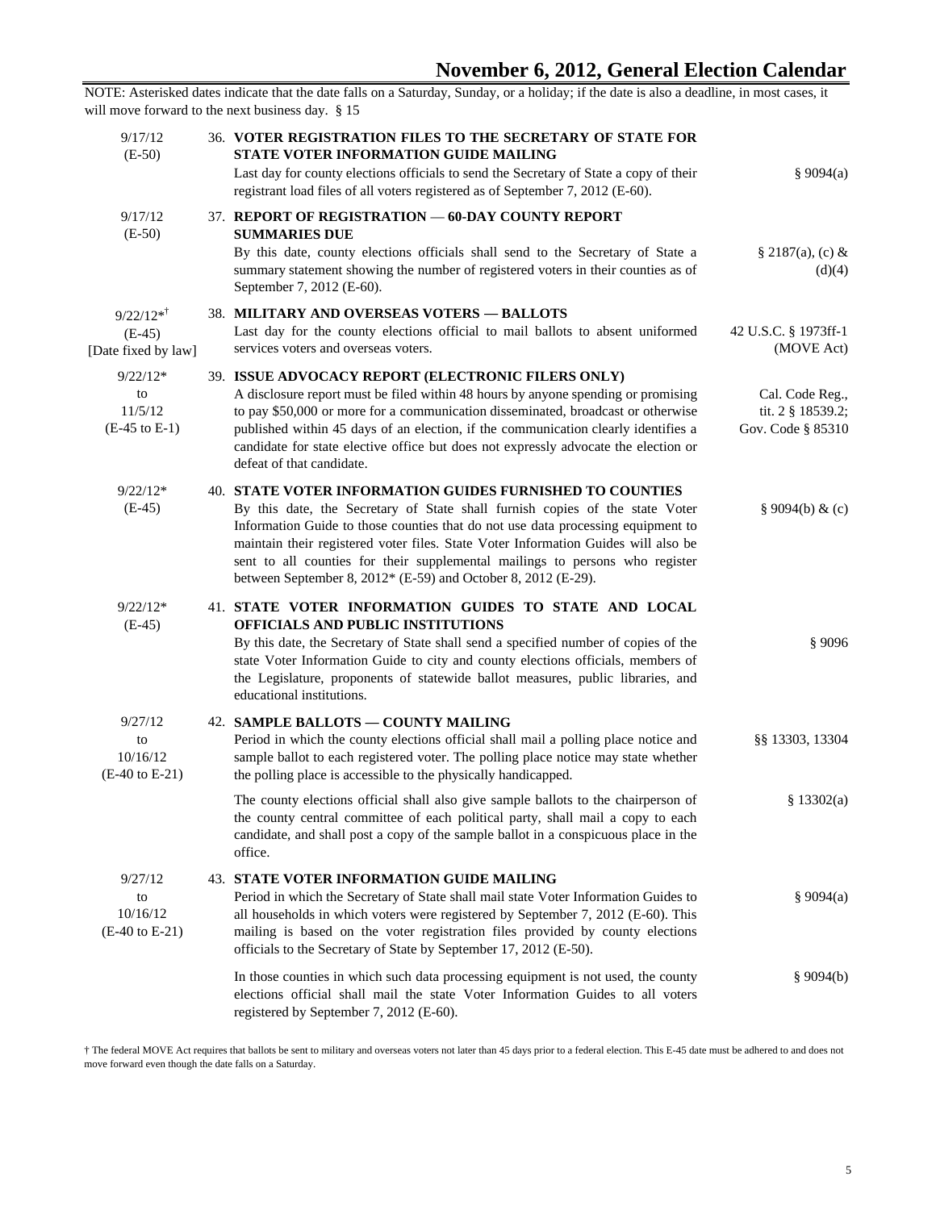# November 6, 2012, General Election Calendar

NOTE: Asterisked dates indicate that the date falls on a Saturday, Sunday, or a holiday; if the date is also a deadline, in most cases, it will move forward to the next business day. § 15

| Date | Item | Code |
|---|---|---|
| 9/17/12 (E-50) | 36. **VOTER REGISTRATION FILES TO THE SECRETARY OF STATE FOR STATE VOTER INFORMATION GUIDE MAILING** Last day for county elections officials to send the Secretary of State a copy of their registrant load files of all voters registered as of September 7, 2012 (E-60). | § 9094(a) |
| 9/17/12 (E-50) | 37. **REPORT OF REGISTRATION — 60-DAY COUNTY REPORT SUMMARIES DUE** By this date, county elections officials shall send to the Secretary of State a summary statement showing the number of registered voters in their counties as of September 7, 2012 (E-60). | § 2187(a), (c) & (d)(4) |
| 9/22/12*† (E-45) [Date fixed by law] | 38. **MILITARY AND OVERSEAS VOTERS — BALLOTS** Last day for the county elections official to mail ballots to absent uniformed services voters and overseas voters. | 42 U.S.C. § 1973ff-1 (MOVE Act) |
| 9/22/12* to 11/5/12 (E-45 to E-1) | 39. **ISSUE ADVOCACY REPORT (ELECTRONIC FILERS ONLY)** A disclosure report must be filed within 48 hours by anyone spending or promising to pay $50,000 or more for a communication disseminated, broadcast or otherwise published within 45 days of an election, if the communication clearly identifies a candidate for state elective office but does not expressly advocate the election or defeat of that candidate. | Cal. Code Reg., tit. 2 § 18539.2; Gov. Code § 85310 |
| 9/22/12* (E-45) | 40. **STATE VOTER INFORMATION GUIDES FURNISHED TO COUNTIES** By this date, the Secretary of State shall furnish copies of the state Voter Information Guide to those counties that do not use data processing equipment to maintain their registered voter files. State Voter Information Guides will also be sent to all counties for their supplemental mailings to persons who register between September 8, 2012* (E-59) and October 8, 2012 (E-29). | § 9094(b) & (c) |
| 9/22/12* (E-45) | 41. **STATE VOTER INFORMATION GUIDES TO STATE AND LOCAL OFFICIALS AND PUBLIC INSTITUTIONS** By this date, the Secretary of State shall send a specified number of copies of the state Voter Information Guide to city and county elections officials, members of the Legislature, proponents of statewide ballot measures, public libraries, and educational institutions. | § 9096 |
| 9/27/12 to 10/16/12 (E-40 to E-21) | 42. **SAMPLE BALLOTS — COUNTY MAILING** Period in which the county elections official shall mail a polling place notice and sample ballot to each registered voter. The polling place notice may state whether the polling place is accessible to the physically handicapped. | §§ 13303, 13304 |
| | The county elections official shall also give sample ballots to the chairperson of the county central committee of each political party, shall mail a copy to each candidate, and shall post a copy of the sample ballot in a conspicuous place in the office. | § 13302(a) |
| 9/27/12 to 10/16/12 (E-40 to E-21) | 43. **STATE VOTER INFORMATION GUIDE MAILING** Period in which the Secretary of State shall mail state Voter Information Guides to all households in which voters were registered by September 7, 2012 (E-60). This mailing is based on the voter registration files provided by county elections officials to the Secretary of State by September 17, 2012 (E-50). | § 9094(a) |
| | In those counties in which such data processing equipment is not used, the county elections official shall mail the state Voter Information Guides to all voters registered by September 7, 2012 (E-60). | § 9094(b) |

† The federal MOVE Act requires that ballots be sent to military and overseas voters not later than 45 days prior to a federal election. This E-45 date must be adhered to and does not move forward even though the date falls on a Saturday.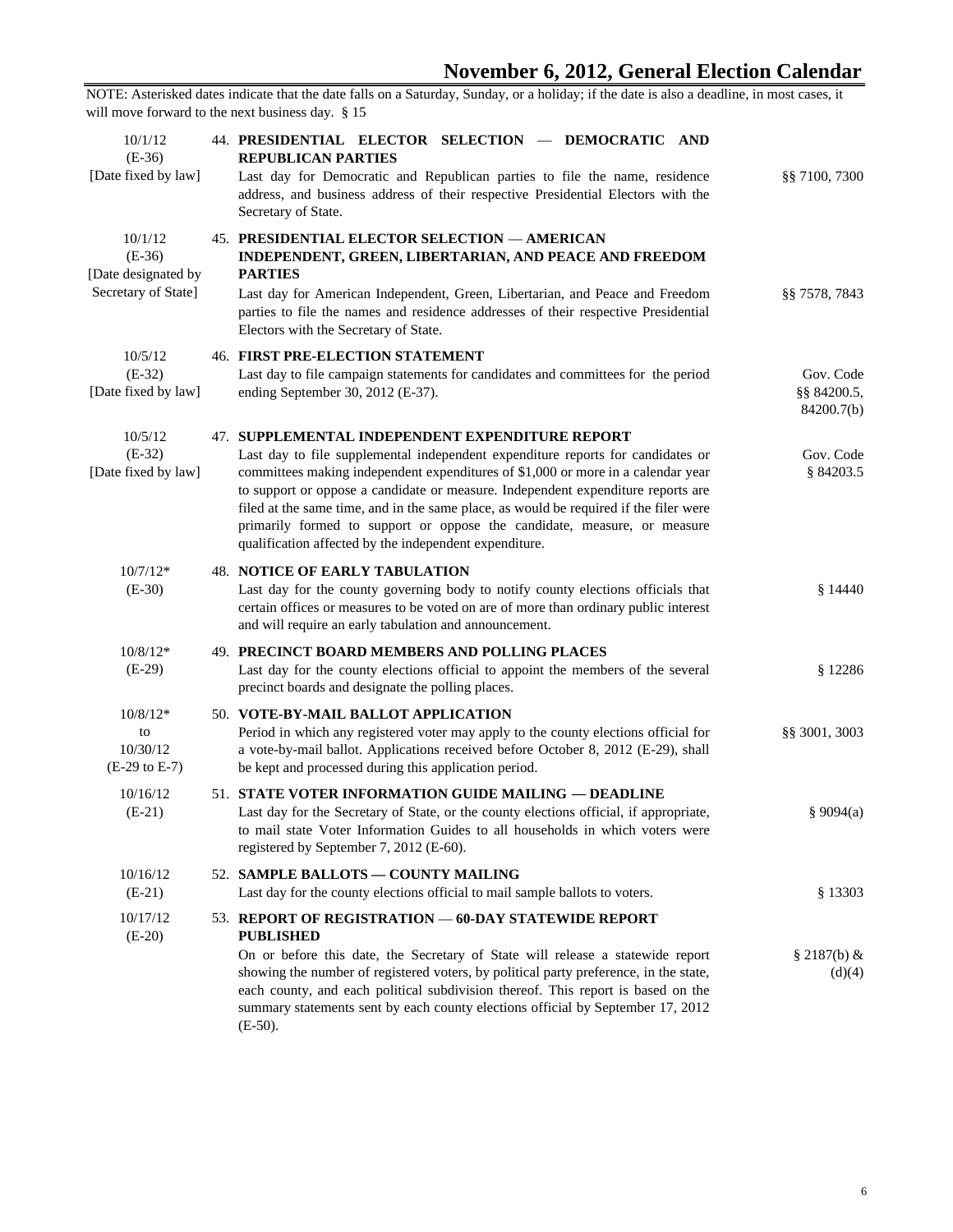# November 6, 2012, General Election Calendar

NOTE: Asterisked dates indicate that the date falls on a Saturday, Sunday, or a holiday; if the date is also a deadline, in most cases, it will move forward to the next business day. § 15

| Date | Item | Code |
|---|---|---|
| 10/1/12<br>(E-36)<br>[Date fixed by law] | 44. **PRESIDENTIAL ELECTOR SELECTION — DEMOCRATIC AND REPUBLICAN PARTIES**<br>Last day for Democratic and Republican parties to file the name, residence address, and business address of their respective Presidential Electors with the Secretary of State. | §§ 7100, 7300 |
| 10/1/12<br>(E-36)<br>[Date designated by Secretary of State] | 45. **PRESIDENTIAL ELECTOR SELECTION — AMERICAN INDEPENDENT, GREEN, LIBERTARIAN, AND PEACE AND FREEDOM PARTIES**<br>Last day for American Independent, Green, Libertarian, and Peace and Freedom parties to file the names and residence addresses of their respective Presidential Electors with the Secretary of State. | §§ 7578, 7843 |
| 10/5/12<br>(E-32)<br>[Date fixed by law] | 46. **FIRST PRE-ELECTION STATEMENT**<br>Last day to file campaign statements for candidates and committees for the period ending September 30, 2012 (E-37). | Gov. Code §§ 84200.5, 84200.7(b) |
| 10/5/12<br>(E-32)<br>[Date fixed by law] | 47. **SUPPLEMENTAL INDEPENDENT EXPENDITURE REPORT**<br>Last day to file supplemental independent expenditure reports for candidates or committees making independent expenditures of $1,000 or more in a calendar year to support or oppose a candidate or measure. Independent expenditure reports are filed at the same time, and in the same place, as would be required if the filer were primarily formed to support or oppose the candidate, measure, or measure qualification affected by the independent expenditure. | Gov. Code § 84203.5 |
| 10/7/12*<br>(E-30) | 48. **NOTICE OF EARLY TABULATION**<br>Last day for the county governing body to notify county elections officials that certain offices or measures to be voted on are of more than ordinary public interest and will require an early tabulation and announcement. | § 14440 |
| 10/8/12*<br>(E-29) | 49. **PRECINCT BOARD MEMBERS AND POLLING PLACES**<br>Last day for the county elections official to appoint the members of the several precinct boards and designate the polling places. | § 12286 |
| 10/8/12*<br>to<br>10/30/12<br>(E-29 to E-7) | 50. **VOTE-BY-MAIL BALLOT APPLICATION**<br>Period in which any registered voter may apply to the county elections official for a vote-by-mail ballot. Applications received before October 8, 2012 (E-29), shall be kept and processed during this application period. | §§ 3001, 3003 |
| 10/16/12<br>(E-21) | 51. **STATE VOTER INFORMATION GUIDE MAILING — DEADLINE**<br>Last day for the Secretary of State, or the county elections official, if appropriate, to mail state Voter Information Guides to all households in which voters were registered by September 7, 2012 (E-60). | § 9094(a) |
| 10/16/12<br>(E-21) | 52. **SAMPLE BALLOTS — COUNTY MAILING**<br>Last day for the county elections official to mail sample ballots to voters. | § 13303 |
| 10/17/12<br>(E-20) | 53. **REPORT OF REGISTRATION — 60-DAY STATEWIDE REPORT PUBLISHED**<br>On or before this date, the Secretary of State will release a statewide report showing the number of registered voters, by political party preference, in the state, each county, and each political subdivision thereof. This report is based on the summary statements sent by each county elections official by September 17, 2012 (E-50). | § 2187(b) & (d)(4) |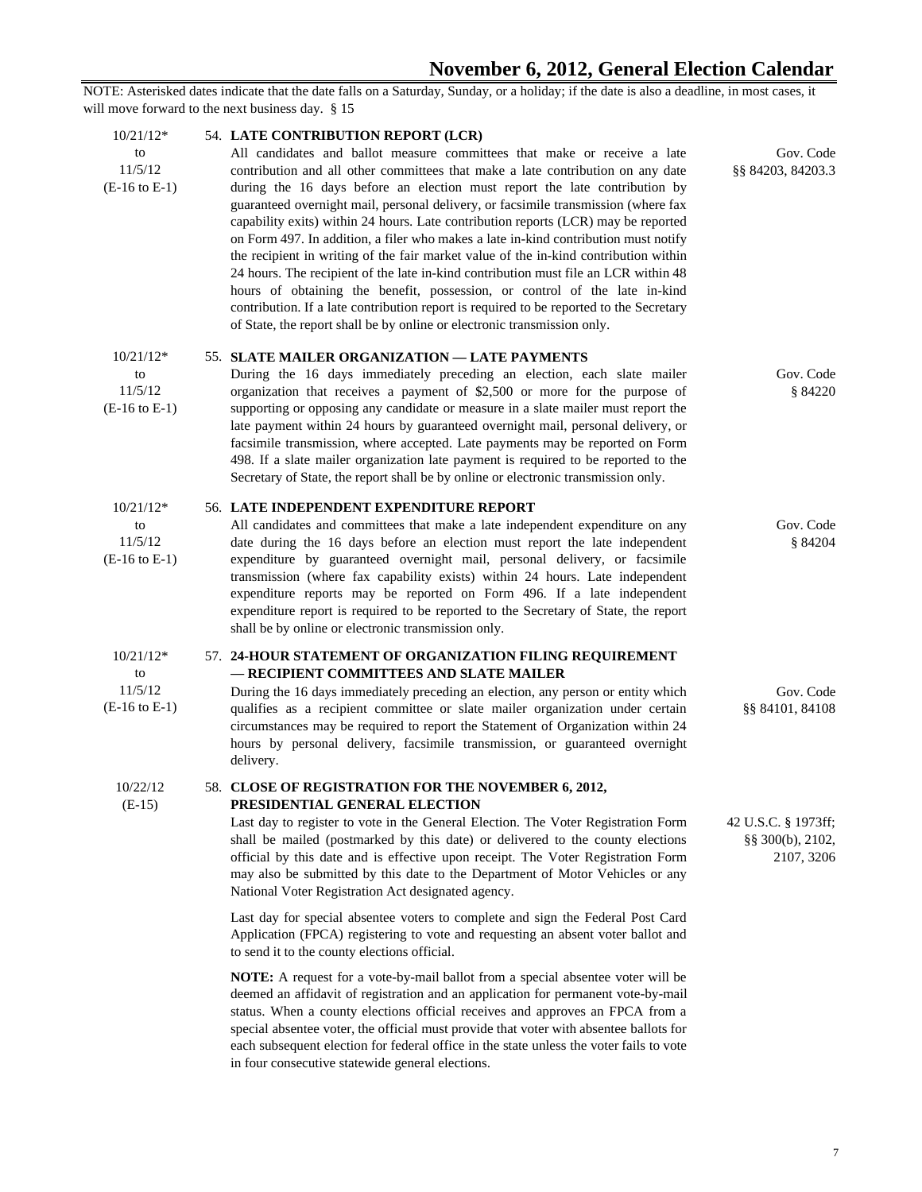# November 6, 2012, General Election Calendar

NOTE: Asterisked dates indicate that the date falls on a Saturday, Sunday, or a holiday; if the date is also a deadline, in most cases, it will move forward to the next business day. § 15

**10/21/12* to 11/5/12 (E-16 to E-1)**

**54. LATE CONTRIBUTION REPORT (LCR)**

All candidates and ballot measure committees that make or receive a late contribution and all other committees that make a late contribution on any date during the 16 days before an election must report the late contribution by guaranteed overnight mail, personal delivery, or facsimile transmission (where fax capability exits) within 24 hours. Late contribution reports (LCR) may be reported on Form 497. In addition, a filer who makes a late in-kind contribution must notify the recipient in writing of the fair market value of the in-kind contribution within 24 hours. The recipient of the late in-kind contribution must file an LCR within 48 hours of obtaining the benefit, possession, or control of the late in-kind contribution. If a late contribution report is required to be reported to the Secretary of State, the report shall be by online or electronic transmission only.

Gov. Code §§ 84203, 84203.3

**10/21/12* to 11/5/12 (E-16 to E-1)**

**55. SLATE MAILER ORGANIZATION — LATE PAYMENTS**

During the 16 days immediately preceding an election, each slate mailer organization that receives a payment of $2,500 or more for the purpose of supporting or opposing any candidate or measure in a slate mailer must report the late payment within 24 hours by guaranteed overnight mail, personal delivery, or facsimile transmission, where accepted. Late payments may be reported on Form 498. If a slate mailer organization late payment is required to be reported to the Secretary of State, the report shall be by online or electronic transmission only.

Gov. Code § 84220

**10/21/12* to 11/5/12 (E-16 to E-1)**

**56. LATE INDEPENDENT EXPENDITURE REPORT**

All candidates and committees that make a late independent expenditure on any date during the 16 days before an election must report the late independent expenditure by guaranteed overnight mail, personal delivery, or facsimile transmission (where fax capability exists) within 24 hours. Late independent expenditure reports may be reported on Form 496. If a late independent expenditure report is required to be reported to the Secretary of State, the report shall be by online or electronic transmission only.

Gov. Code § 84204

**10/21/12* to 11/5/12 (E-16 to E-1)**

**57. 24-HOUR STATEMENT OF ORGANIZATION FILING REQUIREMENT — RECIPIENT COMMITTEES AND SLATE MAILER**

During the 16 days immediately preceding an election, any person or entity which qualifies as a recipient committee or slate mailer organization under certain circumstances may be required to report the Statement of Organization within 24 hours by personal delivery, facsimile transmission, or guaranteed overnight delivery.

Gov. Code §§ 84101, 84108

**10/22/12 (E-15)**

**58. CLOSE OF REGISTRATION FOR THE NOVEMBER 6, 2012, PRESIDENTIAL GENERAL ELECTION**

Last day to register to vote in the General Election. The Voter Registration Form shall be mailed (postmarked by this date) or delivered to the county elections official by this date and is effective upon receipt. The Voter Registration Form may also be submitted by this date to the Department of Motor Vehicles or any National Voter Registration Act designated agency.

42 U.S.C. § 1973ff; §§ 300(b), 2102, 2107, 3206

Last day for special absentee voters to complete and sign the Federal Post Card Application (FPCA) registering to vote and requesting an absent voter ballot and to send it to the county elections official.

**NOTE:** A request for a vote-by-mail ballot from a special absentee voter will be deemed an affidavit of registration and an application for permanent vote-by-mail status. When a county elections official receives and approves an FPCA from a special absentee voter, the official must provide that voter with absentee ballots for each subsequent election for federal office in the state unless the voter fails to vote in four consecutive statewide general elections.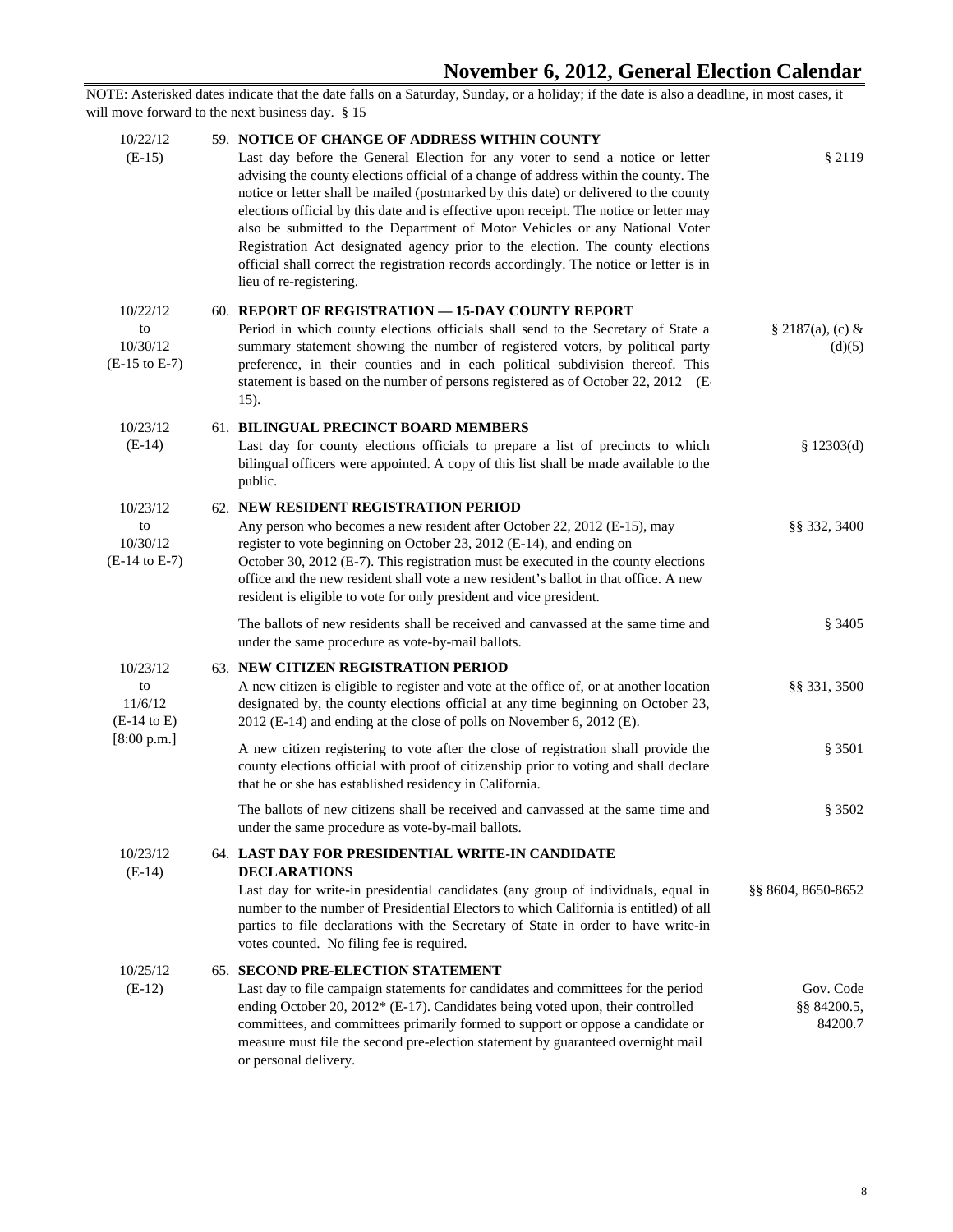# November 6, 2012, General Election Calendar

NOTE: Asterisked dates indicate that the date falls on a Saturday, Sunday, or a holiday; if the date is also a deadline, in most cases, it will move forward to the next business day. § 15

| Date | Item | Code |
|---|---|---|
| 10/22/12 (E-15) | **59. NOTICE OF CHANGE OF ADDRESS WITHIN COUNTY** Last day before the General Election for any voter to send a notice or letter advising the county elections official of a change of address within the county. The notice or letter shall be mailed (postmarked by this date) or delivered to the county elections official by this date and is effective upon receipt. The notice or letter may also be submitted to the Department of Motor Vehicles or any National Voter Registration Act designated agency prior to the election. The county elections official shall correct the registration records accordingly. The notice or letter is in lieu of re-registering. | § 2119 |
| 10/22/12 to 10/30/12 (E-15 to E-7) | **60. REPORT OF REGISTRATION — 15-DAY COUNTY REPORT** Period in which county elections officials shall send to the Secretary of State a summary statement showing the number of registered voters, by political party preference, in their counties and in each political subdivision thereof. This statement is based on the number of persons registered as of October 22, 2012 (E-15). | § 2187(a), (c) & (d)(5) |
| 10/23/12 (E-14) | **61. BILINGUAL PRECINCT BOARD MEMBERS** Last day for county elections officials to prepare a list of precincts to which bilingual officers were appointed. A copy of this list shall be made available to the public. | § 12303(d) |
| 10/23/12 to 10/30/12 (E-14 to E-7) | **62. NEW RESIDENT REGISTRATION PERIOD** Any person who becomes a new resident after October 22, 2012 (E-15), may register to vote beginning on October 23, 2012 (E-14), and ending on October 30, 2012 (E-7). This registration must be executed in the county elections office and the new resident shall vote a new resident's ballot in that office. A new resident is eligible to vote for only president and vice president. | §§ 332, 3400 |
| | The ballots of new residents shall be received and canvassed at the same time and under the same procedure as vote-by-mail ballots. | § 3405 |
| 10/23/12 to 11/6/12 (E-14 to E) [8:00 p.m.] | **63. NEW CITIZEN REGISTRATION PERIOD** A new citizen is eligible to register and vote at the office of, or at another location designated by, the county elections official at any time beginning on October 23, 2012 (E-14) and ending at the close of polls on November 6, 2012 (E). | §§ 331, 3500 |
| | A new citizen registering to vote after the close of registration shall provide the county elections official with proof of citizenship prior to voting and shall declare that he or she has established residency in California. | § 3501 |
| | The ballots of new citizens shall be received and canvassed at the same time and under the same procedure as vote-by-mail ballots. | § 3502 |
| 10/23/12 (E-14) | **64. LAST DAY FOR PRESIDENTIAL WRITE-IN CANDIDATE DECLARATIONS** Last day for write-in presidential candidates (any group of individuals, equal in number to the number of Presidential Electors to which California is entitled) of all parties to file declarations with the Secretary of State in order to have write-in votes counted. No filing fee is required. | §§ 8604, 8650-8652 |
| 10/25/12 (E-12) | **65. SECOND PRE-ELECTION STATEMENT** Last day to file campaign statements for candidates and committees for the period ending October 20, 2012* (E-17). Candidates being voted upon, their controlled committees, and committees primarily formed to support or oppose a candidate or measure must file the second pre-election statement by guaranteed overnight mail or personal delivery. | Gov. Code §§ 84200.5, 84200.7 |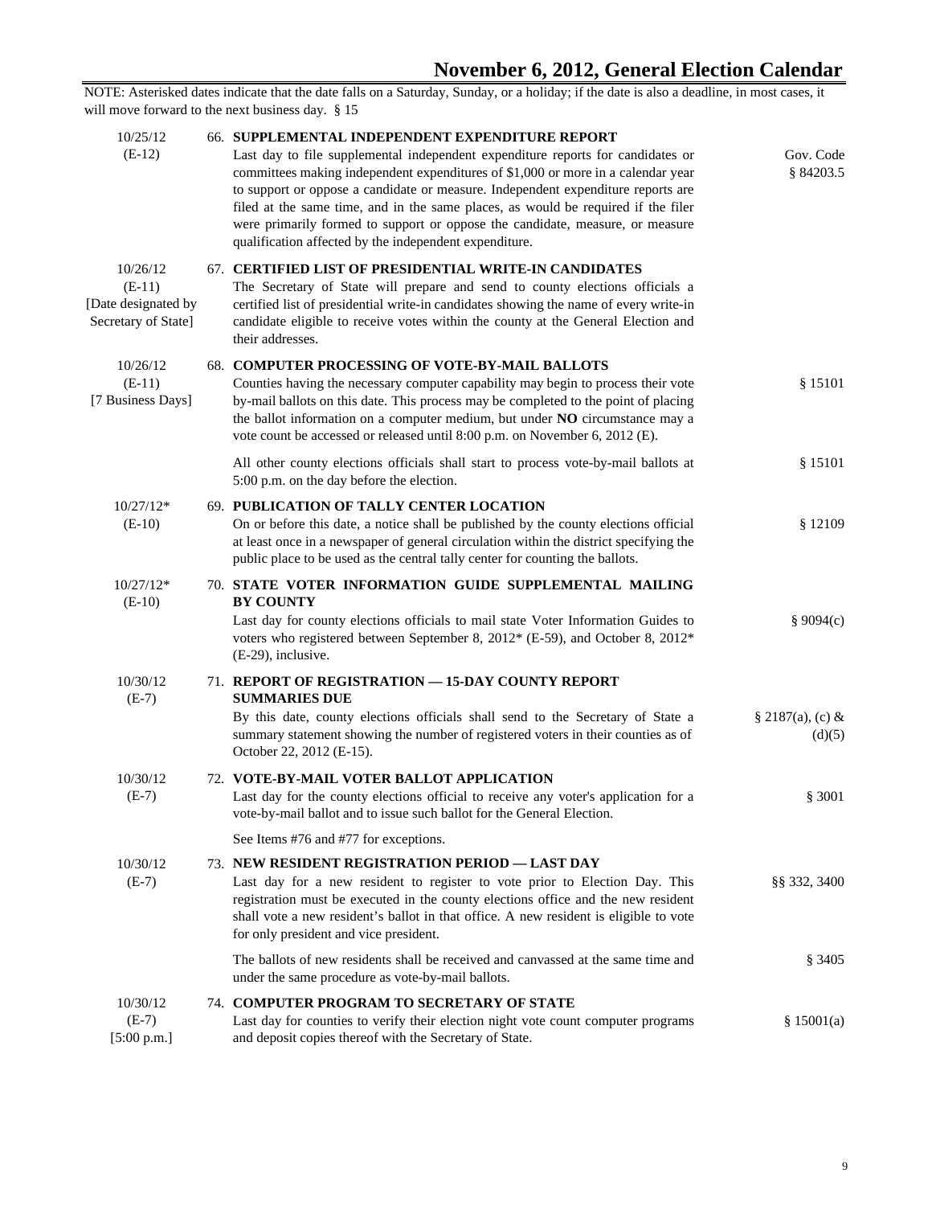NOTE: Asterisked dates indicate that the date falls on a Saturday, Sunday, or a holiday; if the date is also a deadline, in most cases, it will move forward to the next business day. § 15

| Date | Item | Code |
|---|---|---|
| 10/25/12 (E-12) | 66. **SUPPLEMENTAL INDEPENDENT EXPENDITURE REPORT** Last day to file supplemental independent expenditure reports for candidates or committees making independent expenditures of $1,000 or more in a calendar year to support or oppose a candidate or measure. Independent expenditure reports are filed at the same time, and in the same places, as would be required if the filer were primarily formed to support or oppose the candidate, measure, or measure qualification affected by the independent expenditure. | Gov. Code § 84203.5 |
| 10/26/12 (E-11) [Date designated by Secretary of State] | 67. **CERTIFIED LIST OF PRESIDENTIAL WRITE-IN CANDIDATES** The Secretary of State will prepare and send to county elections officials a certified list of presidential write-in candidates showing the name of every write-in candidate eligible to receive votes within the county at the General Election and their addresses. | |
| 10/26/12 (E-11) [7 Business Days] | 68. **COMPUTER PROCESSING OF VOTE-BY-MAIL BALLOTS** Counties having the necessary computer capability may begin to process their vote by-mail ballots on this date. This process may be completed to the point of placing the ballot information on a computer medium, but under **NO** circumstance may a vote count be accessed or released until 8:00 p.m. on November 6, 2012 (E). | § 15101 |
| | All other county elections officials shall start to process vote-by-mail ballots at 5:00 p.m. on the day before the election. | § 15101 |
| 10/27/12* (E-10) | 69. **PUBLICATION OF TALLY CENTER LOCATION** On or before this date, a notice shall be published by the county elections official at least once in a newspaper of general circulation within the district specifying the public place to be used as the central tally center for counting the ballots. | § 12109 |
| 10/27/12* (E-10) | 70. **STATE VOTER INFORMATION GUIDE SUPPLEMENTAL MAILING BY COUNTY** Last day for county elections officials to mail state Voter Information Guides to voters who registered between September 8, 2012* (E-59), and October 8, 2012* (E-29), inclusive. | § 9094(c) |
| 10/30/12 (E-7) | 71. **REPORT OF REGISTRATION — 15-DAY COUNTY REPORT SUMMARIES DUE** By this date, county elections officials shall send to the Secretary of State a summary statement showing the number of registered voters in their counties as of October 22, 2012 (E-15). | § 2187(a), (c) & (d)(5) |
| 10/30/12 (E-7) | 72. **VOTE-BY-MAIL VOTER BALLOT APPLICATION** Last day for the county elections official to receive any voter's application for a vote-by-mail ballot and to issue such ballot for the General Election. | § 3001 |
| | See Items #76 and #77 for exceptions. | |
| 10/30/12 (E-7) | 73. **NEW RESIDENT REGISTRATION PERIOD — LAST DAY** Last day for a new resident to register to vote prior to Election Day. This registration must be executed in the county elections office and the new resident shall vote a new resident's ballot in that office. A new resident is eligible to vote for only president and vice president. | §§ 332, 3400 |
| | The ballots of new residents shall be received and canvassed at the same time and under the same procedure as vote-by-mail ballots. | § 3405 |
| 10/30/12 (E-7) [5:00 p.m.] | 74. **COMPUTER PROGRAM TO SECRETARY OF STATE** Last day for counties to verify their election night vote count computer programs and deposit copies thereof with the Secretary of State. | § 15001(a) |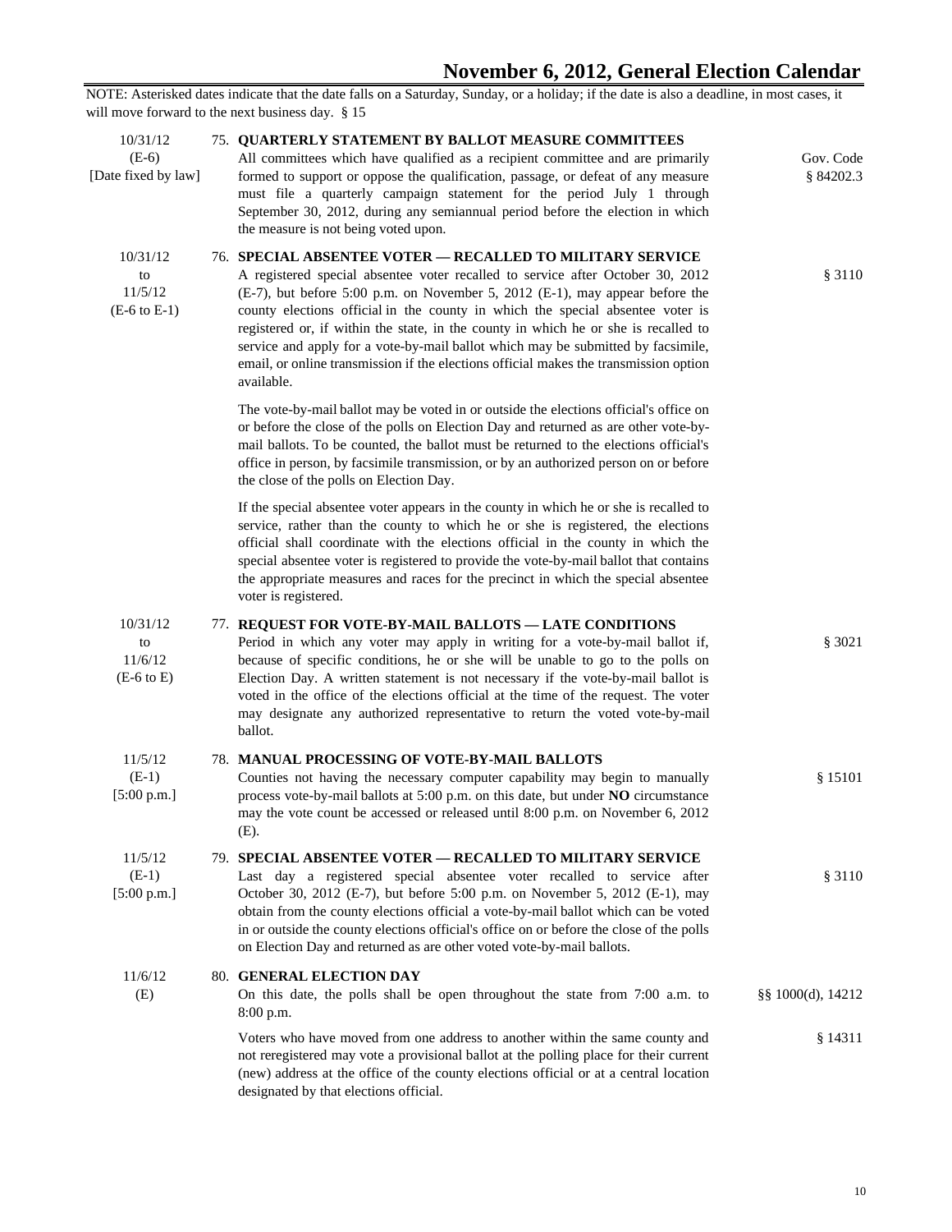# November 6, 2012, General Election Calendar

NOTE: Asterisked dates indicate that the date falls on a Saturday, Sunday, or a holiday; if the date is also a deadline, in most cases, it will move forward to the next business day. § 15

| Date | Item | Code |
|---|---|---|
| 10/31/12<br>(E-6)<br>[Date fixed by law] | 75. **QUARTERLY STATEMENT BY BALLOT MEASURE COMMITTEES**<br>All committees which have qualified as a recipient committee and are primarily formed to support or oppose the qualification, passage, or defeat of any measure must file a quarterly campaign statement for the period July 1 through September 30, 2012, during any semiannual period before the election in which the measure is not being voted upon. | Gov. Code § 84202.3 |
| 10/31/12<br>to<br>11/5/12<br>(E-6 to E-1) | 76. **SPECIAL ABSENTEE VOTER — RECALLED TO MILITARY SERVICE**<br>A registered special absentee voter recalled to service after October 30, 2012 (E-7), but before 5:00 p.m. on November 5, 2012 (E-1), may appear before the county elections official in the county in which the special absentee voter is registered or, if within the state, in the county in which he or she is recalled to service and apply for a vote-by-mail ballot which may be submitted by facsimile, email, or online transmission if the elections official makes the transmission option available.<br><br>The vote-by-mail ballot may be voted in or outside the elections official's office on or before the close of the polls on Election Day and returned as are other vote-by-mail ballots. To be counted, the ballot must be returned to the elections official's office in person, by facsimile transmission, or by an authorized person on or before the close of the polls on Election Day.<br><br>If the special absentee voter appears in the county in which he or she is recalled to service, rather than the county to which he or she is registered, the elections official shall coordinate with the elections official in the county in which the special absentee voter is registered to provide the vote-by-mail ballot that contains the appropriate measures and races for the precinct in which the special absentee voter is registered. | § 3110 |
| 10/31/12<br>to<br>11/6/12<br>(E-6 to E) | 77. **REQUEST FOR VOTE-BY-MAIL BALLOTS — LATE CONDITIONS**<br>Period in which any voter may apply in writing for a vote-by-mail ballot if, because of specific conditions, he or she will be unable to go to the polls on Election Day. A written statement is not necessary if the vote-by-mail ballot is voted in the office of the elections official at the time of the request. The voter may designate any authorized representative to return the voted vote-by-mail ballot. | § 3021 |
| 11/5/12<br>(E-1)<br>[5:00 p.m.] | 78. **MANUAL PROCESSING OF VOTE-BY-MAIL BALLOTS**<br>Counties not having the necessary computer capability may begin to manually process vote-by-mail ballots at 5:00 p.m. on this date, but under **NO** circumstance may the vote count be accessed or released until 8:00 p.m. on November 6, 2012 (E). | § 15101 |
| 11/5/12<br>(E-1)<br>[5:00 p.m.] | 79. **SPECIAL ABSENTEE VOTER — RECALLED TO MILITARY SERVICE**<br>Last day a registered special absentee voter recalled to service after October 30, 2012 (E-7), but before 5:00 p.m. on November 5, 2012 (E-1), may obtain from the county elections official a vote-by-mail ballot which can be voted in or outside the county elections official's office on or before the close of the polls on Election Day and returned as are other voted vote-by-mail ballots. | § 3110 |
| 11/6/12<br>(E) | 80. **GENERAL ELECTION DAY**<br>On this date, the polls shall be open throughout the state from 7:00 a.m. to 8:00 p.m. | §§ 1000(d), 14212 |
| | Voters who have moved from one address to another within the same county and not reregistered may vote a provisional ballot at the polling place for their current (new) address at the office of the county elections official or at a central location designated by that elections official. | § 14311 |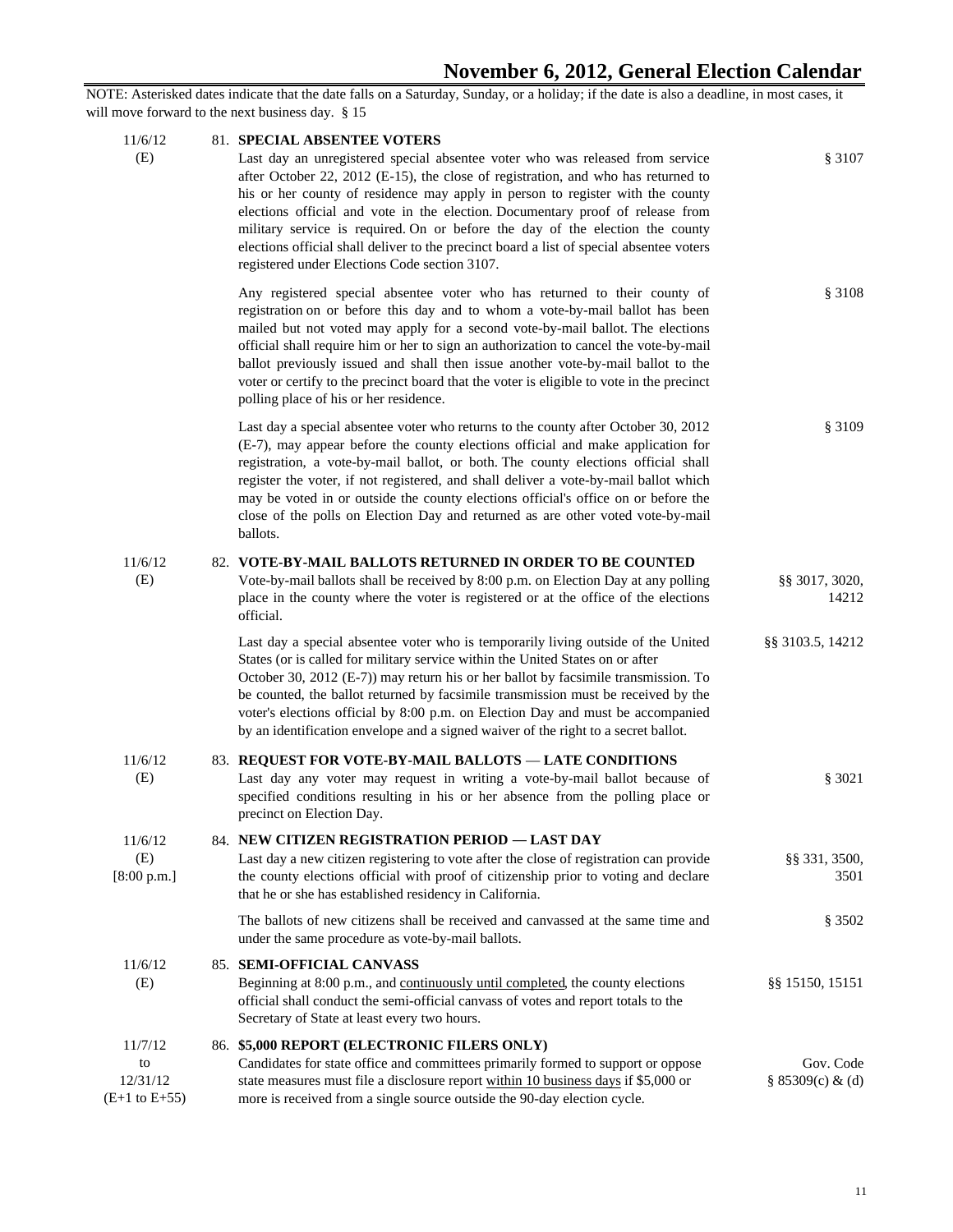# November 6, 2012, General Election Calendar

NOTE: Asterisked dates indicate that the date falls on a Saturday, Sunday, or a holiday; if the date is also a deadline, in most cases, it will move forward to the next business day. § 15

| Date | Item | Code |
|---|---|---|
| 11/6/12 (E) | 81. **SPECIAL ABSENTEE VOTERS** Last day an unregistered special absentee voter who was released from service after October 22, 2012 (E-15), the close of registration, and who has returned to his or her county of residence may apply in person to register with the county elections official and vote in the election. Documentary proof of release from military service is required. On or before the day of the election the county elections official shall deliver to the precinct board a list of special absentee voters registered under Elections Code section 3107. | § 3107 |
| | Any registered special absentee voter who has returned to their county of registration on or before this day and to whom a vote-by-mail ballot has been mailed but not voted may apply for a second vote-by-mail ballot. The elections official shall require him or her to sign an authorization to cancel the vote-by-mail ballot previously issued and shall then issue another vote-by-mail ballot to the voter or certify to the precinct board that the voter is eligible to vote in the precinct polling place of his or her residence. | § 3108 |
| | Last day a special absentee voter who returns to the county after October 30, 2012 (E-7), may appear before the county elections official and make application for registration, a vote-by-mail ballot, or both. The county elections official shall register the voter, if not registered, and shall deliver a vote-by-mail ballot which may be voted in or outside the county elections official's office on or before the close of the polls on Election Day and returned as are other voted vote-by-mail ballots. | § 3109 |
| 11/6/12 (E) | 82. **VOTE-BY-MAIL BALLOTS RETURNED IN ORDER TO BE COUNTED** Vote-by-mail ballots shall be received by 8:00 p.m. on Election Day at any polling place in the county where the voter is registered or at the office of the elections official. | §§ 3017, 3020, 14212 |
| | Last day a special absentee voter who is temporarily living outside of the United States (or is called for military service within the United States on or after October 30, 2012 (E-7)) may return his or her ballot by facsimile transmission. To be counted, the ballot returned by facsimile transmission must be received by the voter's elections official by 8:00 p.m. on Election Day and must be accompanied by an identification envelope and a signed waiver of the right to a secret ballot. | §§ 3103.5, 14212 |
| 11/6/12 (E) | 83. **REQUEST FOR VOTE-BY-MAIL BALLOTS — LATE CONDITIONS** Last day any voter may request in writing a vote-by-mail ballot because of specified conditions resulting in his or her absence from the polling place or precinct on Election Day. | § 3021 |
| 11/6/12 (E) [8:00 p.m.] | 84. **NEW CITIZEN REGISTRATION PERIOD — LAST DAY** Last day a new citizen registering to vote after the close of registration can provide the county elections official with proof of citizenship prior to voting and declare that he or she has established residency in California. | §§ 331, 3500, 3501 |
| | The ballots of new citizens shall be received and canvassed at the same time and under the same procedure as vote-by-mail ballots. | § 3502 |
| 11/6/12 (E) | 85. **SEMI-OFFICIAL CANVASS** Beginning at 8:00 p.m., and continuously until completed, the county elections official shall conduct the semi-official canvass of votes and report totals to the Secretary of State at least every two hours. | §§ 15150, 15151 |
| 11/7/12 to 12/31/12 (E+1 to E+55) | 86. **$5,000 REPORT (ELECTRONIC FILERS ONLY)** Candidates for state office and committees primarily formed to support or oppose state measures must file a disclosure report within 10 business days if $5,000 or more is received from a single source outside the 90-day election cycle. | Gov. Code § 85309(c) & (d) |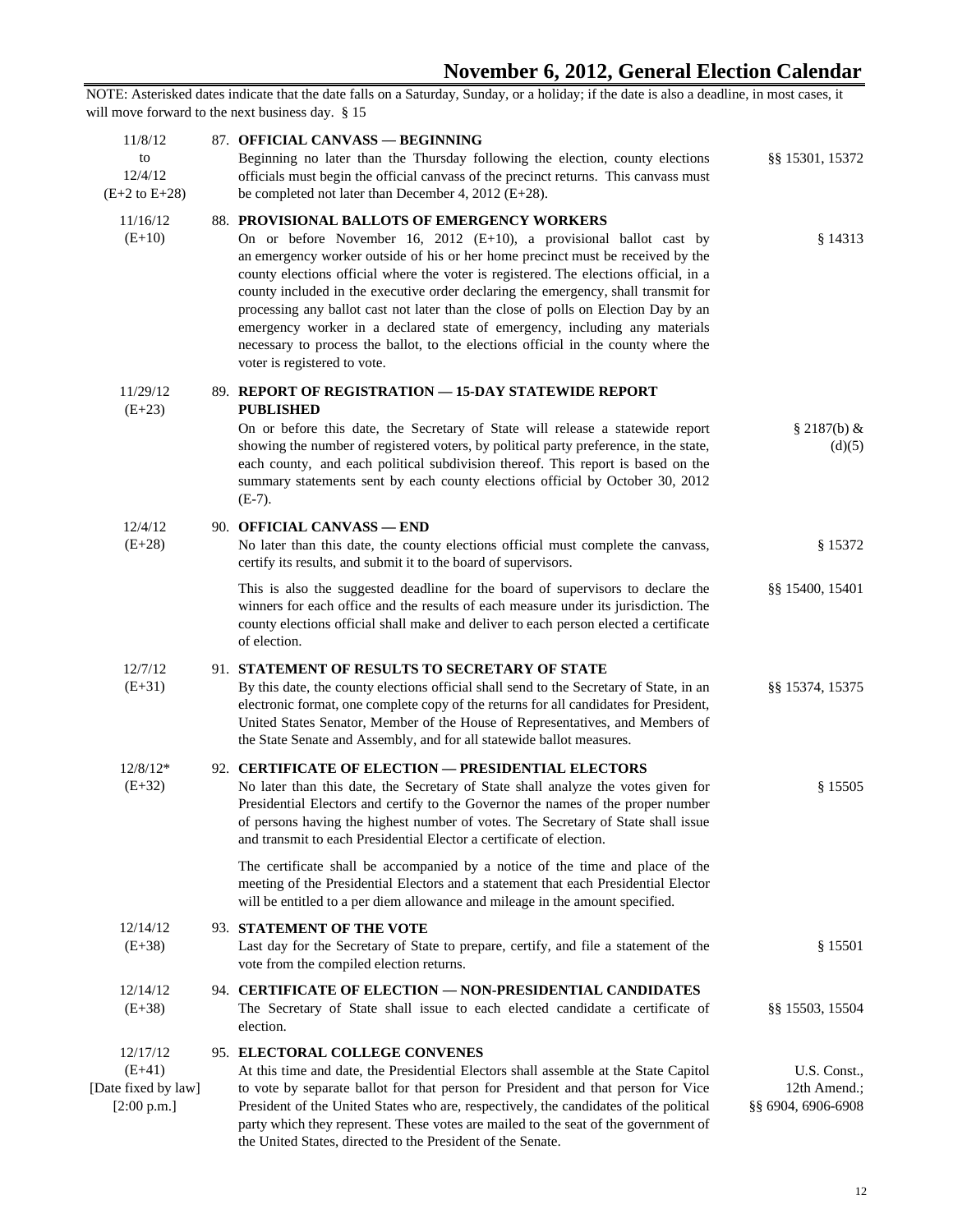# November 6, 2012, General Election Calendar

NOTE: Asterisked dates indicate that the date falls on a Saturday, Sunday, or a holiday; if the date is also a deadline, in most cases, it will move forward to the next business day. § 15

| Date | Item | Code |
|---|---|---|
| 11/8/12 to 12/4/12 (E+2 to E+28) | 87. **OFFICIAL CANVASS — BEGINNING** Beginning no later than the Thursday following the election, county elections officials must begin the official canvass of the precinct returns. This canvass must be completed not later than December 4, 2012 (E+28). | §§ 15301, 15372 |
| 11/16/12 (E+10) | 88. **PROVISIONAL BALLOTS OF EMERGENCY WORKERS** On or before November 16, 2012 (E+10), a provisional ballot cast by an emergency worker outside of his or her home precinct must be received by the county elections official where the voter is registered. The elections official, in a county included in the executive order declaring the emergency, shall transmit for processing any ballot cast not later than the close of polls on Election Day by an emergency worker in a declared state of emergency, including any materials necessary to process the ballot, to the elections official in the county where the voter is registered to vote. | § 14313 |
| 11/29/12 (E+23) | 89. **REPORT OF REGISTRATION — 15-DAY STATEWIDE REPORT PUBLISHED** On or before this date, the Secretary of State will release a statewide report showing the number of registered voters, by political party preference, in the state, each county, and each political subdivision thereof. This report is based on the summary statements sent by each county elections official by October 30, 2012 (E-7). | § 2187(b) & (d)(5) |
| 12/4/12 (E+28) | 90. **OFFICIAL CANVASS — END** No later than this date, the county elections official must complete the canvass, certify its results, and submit it to the board of supervisors. | § 15372 |
| | This is also the suggested deadline for the board of supervisors to declare the winners for each office and the results of each measure under its jurisdiction. The county elections official shall make and deliver to each person elected a certificate of election. | §§ 15400, 15401 |
| 12/7/12 (E+31) | 91. **STATEMENT OF RESULTS TO SECRETARY OF STATE** By this date, the county elections official shall send to the Secretary of State, in an electronic format, one complete copy of the returns for all candidates for President, United States Senator, Member of the House of Representatives, and Members of the State Senate and Assembly, and for all statewide ballot measures. | §§ 15374, 15375 |
| 12/8/12* (E+32) | 92. **CERTIFICATE OF ELECTION — PRESIDENTIAL ELECTORS** No later than this date, the Secretary of State shall analyze the votes given for Presidential Electors and certify to the Governor the names of the proper number of persons having the highest number of votes. The Secretary of State shall issue and transmit to each Presidential Elector a certificate of election. | § 15505 |
| | The certificate shall be accompanied by a notice of the time and place of the meeting of the Presidential Electors and a statement that each Presidential Elector will be entitled to a per diem allowance and mileage in the amount specified. | |
| 12/14/12 (E+38) | 93. **STATEMENT OF THE VOTE** Last day for the Secretary of State to prepare, certify, and file a statement of the vote from the compiled election returns. | § 15501 |
| 12/14/12 (E+38) | 94. **CERTIFICATE OF ELECTION — NON-PRESIDENTIAL CANDIDATES** The Secretary of State shall issue to each elected candidate a certificate of election. | §§ 15503, 15504 |
| 12/17/12 (E+41) [Date fixed by law] [2:00 p.m.] | 95. **ELECTORAL COLLEGE CONVENES** At this time and date, the Presidential Electors shall assemble at the State Capitol to vote by separate ballot for that person for President and that person for Vice President of the United States who are, respectively, the candidates of the political party which they represent. These votes are mailed to the seat of the government of the United States, directed to the President of the Senate. | U.S. Const., 12th Amend.; §§ 6904, 6906-6908 |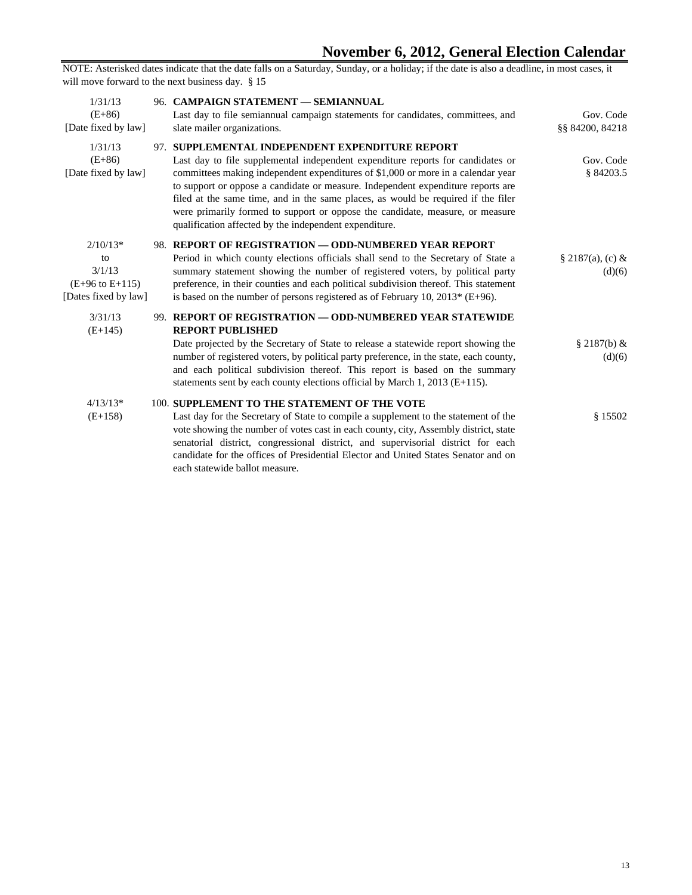# November 6, 2012, General Election Calendar

NOTE: Asterisked dates indicate that the date falls on a Saturday, Sunday, or a holiday; if the date is also a deadline, in most cases, it will move forward to the next business day. § 15

| | | |
|---|---|---|
| 1/31/13<br>(E+86)<br>[Date fixed by law] | 96. **CAMPAIGN STATEMENT — SEMIANNUAL**<br>Last day to file semiannual campaign statements for candidates, committees, and slate mailer organizations. | Gov. Code<br>§§ 84200, 84218 |
| 1/31/13<br>(E+86)<br>[Date fixed by law] | 97. **SUPPLEMENTAL INDEPENDENT EXPENDITURE REPORT**<br>Last day to file supplemental independent expenditure reports for candidates or committees making independent expenditures of $1,000 or more in a calendar year to support or oppose a candidate or measure. Independent expenditure reports are filed at the same time, and in the same places, as would be required if the filer were primarily formed to support or oppose the candidate, measure, or measure qualification affected by the independent expenditure. | Gov. Code<br>§ 84203.5 |
| 2/10/13*<br>to<br>3/1/13<br>(E+96 to E+115)<br>[Dates fixed by law] | 98. **REPORT OF REGISTRATION — ODD-NUMBERED YEAR REPORT**<br>Period in which county elections officials shall send to the Secretary of State a summary statement showing the number of registered voters, by political party preference, in their counties and each political subdivision thereof. This statement is based on the number of persons registered as of February 10, 2013* (E+96). | § 2187(a), (c) & (d)(6) |
| 3/31/13<br>(E+145) | 99. **REPORT OF REGISTRATION — ODD-NUMBERED YEAR STATEWIDE REPORT PUBLISHED**<br>Date projected by the Secretary of State to release a statewide report showing the number of registered voters, by political party preference, in the state, each county, and each political subdivision thereof. This report is based on the summary statements sent by each county elections official by March 1, 2013 (E+115). | § 2187(b) & (d)(6) |
| 4/13/13*<br>(E+158) | 100. **SUPPLEMENT TO THE STATEMENT OF THE VOTE**<br>Last day for the Secretary of State to compile a supplement to the statement of the vote showing the number of votes cast in each county, city, Assembly district, state senatorial district, congressional district, and supervisorial district for each candidate for the offices of Presidential Elector and United States Senator and on each statewide ballot measure. | § 15502 |